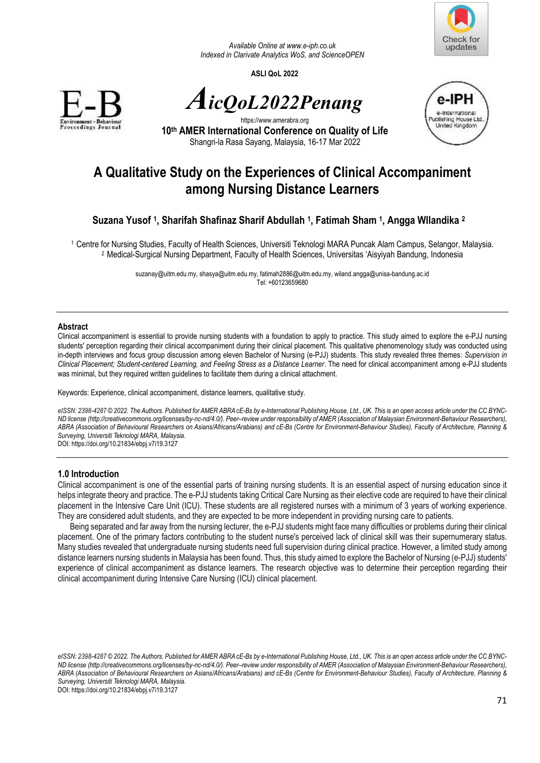Available Online at www.e-iph.co.uk
Indexed in Clarivate Analytics WoS, and ScienceOPEN

**ASLI QoL 2022**

***AicQoL2022Penang***

https://www.amerabra.org

**10th AMER International Conference on Quality of Life**
Shangri-la Rasa Sayang, Malaysia, 16-17 Mar 2022

# A Qualitative Study on the Experiences of Clinical Accompaniment among Nursing Distance Learners

**Suzana Yusof [1], Sharifah Shafinaz Sharif Abdullah [1], Fatimah Sham [1], Angga WIlandika [2]**

[1] Centre for Nursing Studies, Faculty of Health Sciences, Universiti Teknologi MARA Puncak Alam Campus, Selangor, Malaysia.
[2] Medical-Surgical Nursing Department, Faculty of Health Sciences, Universitas 'Aisyiyah Bandung, Indonesia

suzanay@uitm.edu.my, shasya@uitm.edu.my, fatimah2886@uitm.edu.my, wiland.angga@unisa-bandung.ac.id
Tel: +60123659680

## Abstract

Clinical accompaniment is essential to provide nursing students with a foundation to apply to practice. This study aimed to explore the e-PJJ nursing students' perception regarding their clinical accompaniment during their clinical placement. This qualitative phenomenology study was conducted using in-depth interviews and focus group discussion among eleven Bachelor of Nursing (e-PJJ) students. This study revealed three themes: *Supervision in Clinical Placement; Student-centered Learning, and Feeling Stress as a Distance Learner*. The need for clinical accompaniment among e-PJJ students was minimal, but they required written guidelines to facilitate them during a clinical attachment.

Keywords: Experience, clinical accompaniment, distance learners, qualitative study.

*eISSN: 2398-4287 © 2022. The Authors. Published for AMER ABRA cE-Bs by e-International Publishing House, Ltd., UK. This is an open access article under the CC BYNC-ND license (http://creativecommons.org/licenses/by-nc-nd/4.0/). Peer–review under responsibility of AMER (Association of Malaysian Environment-Behaviour Researchers), ABRA (Association of Behavioural Researchers on Asians/Africans/Arabians) and cE-Bs (Centre for Environment-Behaviour Studies), Faculty of Architecture, Planning & Surveying, Universiti Teknologi MARA, Malaysia.*
DOI: https://doi.org/10.21834/ebpj.v7i19.3127

## 1.0 Introduction

Clinical accompaniment is one of the essential parts of training nursing students. It is an essential aspect of nursing education since it helps integrate theory and practice. The e-PJJ students taking Critical Care Nursing as their elective code are required to have their clinical placement in the Intensive Care Unit (ICU). These students are all registered nurses with a minimum of 3 years of working experience. They are considered adult students, and they are expected to be more independent in providing nursing care to patients.

Being separated and far away from the nursing lecturer, the e-PJJ students might face many difficulties or problems during their clinical placement. One of the primary factors contributing to the student nurse's perceived lack of clinical skill was their supernumerary status. Many studies revealed that undergraduate nursing students need full supervision during clinical practice. However, a limited study among distance learners nursing students in Malaysia has been found. Thus, this study aimed to explore the Bachelor of Nursing (e-PJJ) students' experience of clinical accompaniment as distance learners. The research objective was to determine their perception regarding their clinical accompaniment during Intensive Care Nursing (ICU) clinical placement.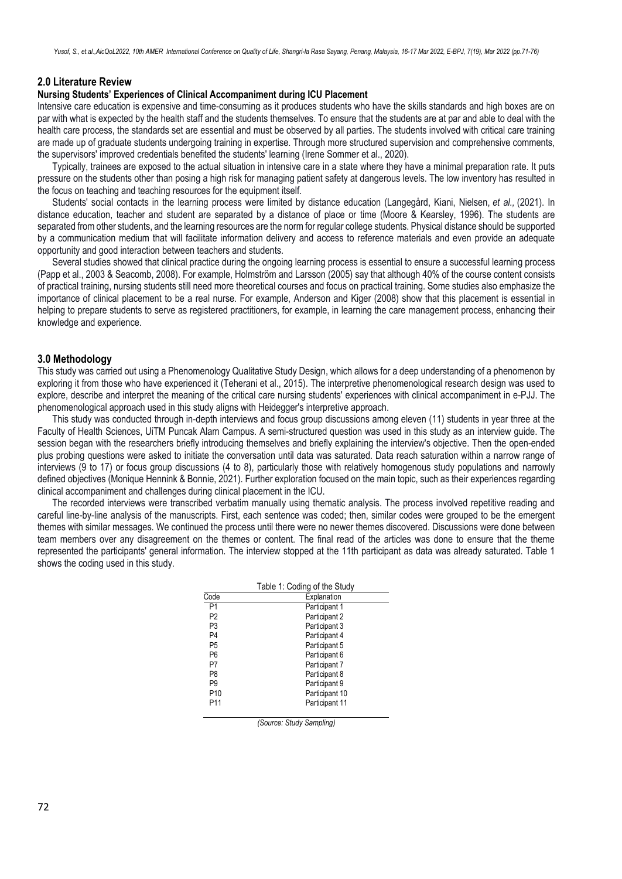## 2.0 Literature Review

### Nursing Students' Experiences of Clinical Accompaniment during ICU Placement

Intensive care education is expensive and time-consuming as it produces students who have the skills standards and high boxes are on par with what is expected by the health staff and the students themselves. To ensure that the students are at par and able to deal with the health care process, the standards set are essential and must be observed by all parties. The students involved with critical care training are made up of graduate students undergoing training in expertise. Through more structured supervision and comprehensive comments, the supervisors' improved credentials benefited the students' learning (Irene Sommer et al., 2020).

Typically, trainees are exposed to the actual situation in intensive care in a state where they have a minimal preparation rate. It puts pressure on the students other than posing a high risk for managing patient safety at dangerous levels. The low inventory has resulted in the focus on teaching and teaching resources for the equipment itself.

Students' social contacts in the learning process were limited by distance education (Langegård, Kiani, Nielsen, *et al*., (2021). In distance education, teacher and student are separated by a distance of place or time (Moore & Kearsley, 1996). The students are separated from other students, and the learning resources are the norm for regular college students. Physical distance should be supported by a communication medium that will facilitate information delivery and access to reference materials and even provide an adequate opportunity and good interaction between teachers and students.

Several studies showed that clinical practice during the ongoing learning process is essential to ensure a successful learning process (Papp et al., 2003 & Seacomb, 2008). For example, Holmström and Larsson (2005) say that although 40% of the course content consists of practical training, nursing students still need more theoretical courses and focus on practical training. Some studies also emphasize the importance of clinical placement to be a real nurse. For example, Anderson and Kiger (2008) show that this placement is essential in helping to prepare students to serve as registered practitioners, for example, in learning the care management process, enhancing their knowledge and experience.

## 3.0 Methodology

This study was carried out using a Phenomenology Qualitative Study Design, which allows for a deep understanding of a phenomenon by exploring it from those who have experienced it (Teherani et al., 2015). The interpretive phenomenological research design was used to explore, describe and interpret the meaning of the critical care nursing students' experiences with clinical accompaniment in e-PJJ. The phenomenological approach used in this study aligns with Heidegger's interpretive approach.

This study was conducted through in-depth interviews and focus group discussions among eleven (11) students in year three at the Faculty of Health Sciences, UiTM Puncak Alam Campus. A semi-structured question was used in this study as an interview guide. The session began with the researchers briefly introducing themselves and briefly explaining the interview's objective. Then the open-ended plus probing questions were asked to initiate the conversation until data was saturated. Data reach saturation within a narrow range of interviews (9 to 17) or focus group discussions (4 to 8), particularly those with relatively homogenous study populations and narrowly defined objectives (Monique Hennink & Bonnie, 2021). Further exploration focused on the main topic, such as their experiences regarding clinical accompaniment and challenges during clinical placement in the ICU.

The recorded interviews were transcribed verbatim manually using thematic analysis. The process involved repetitive reading and careful line-by-line analysis of the manuscripts. First, each sentence was coded; then, similar codes were grouped to be the emergent themes with similar messages. We continued the process until there were no newer themes discovered. Discussions were done between team members over any disagreement on the themes or content. The final read of the articles was done to ensure that the theme represented the participants' general information. The interview stopped at the 11th participant as data was already saturated. Table 1 shows the coding used in this study.

Table 1: Coding of the Study

| Code | Explanation |
|---|---|
| P1 | Participant 1 |
| P2 | Participant 2 |
| P3 | Participant 3 |
| P4 | Participant 4 |
| P5 | Participant 5 |
| P6 | Participant 6 |
| P7 | Participant 7 |
| P8 | Participant 8 |
| P9 | Participant 9 |
| P10 | Participant 10 |
| P11 | Participant 11 |

*(Source: Study Sampling)*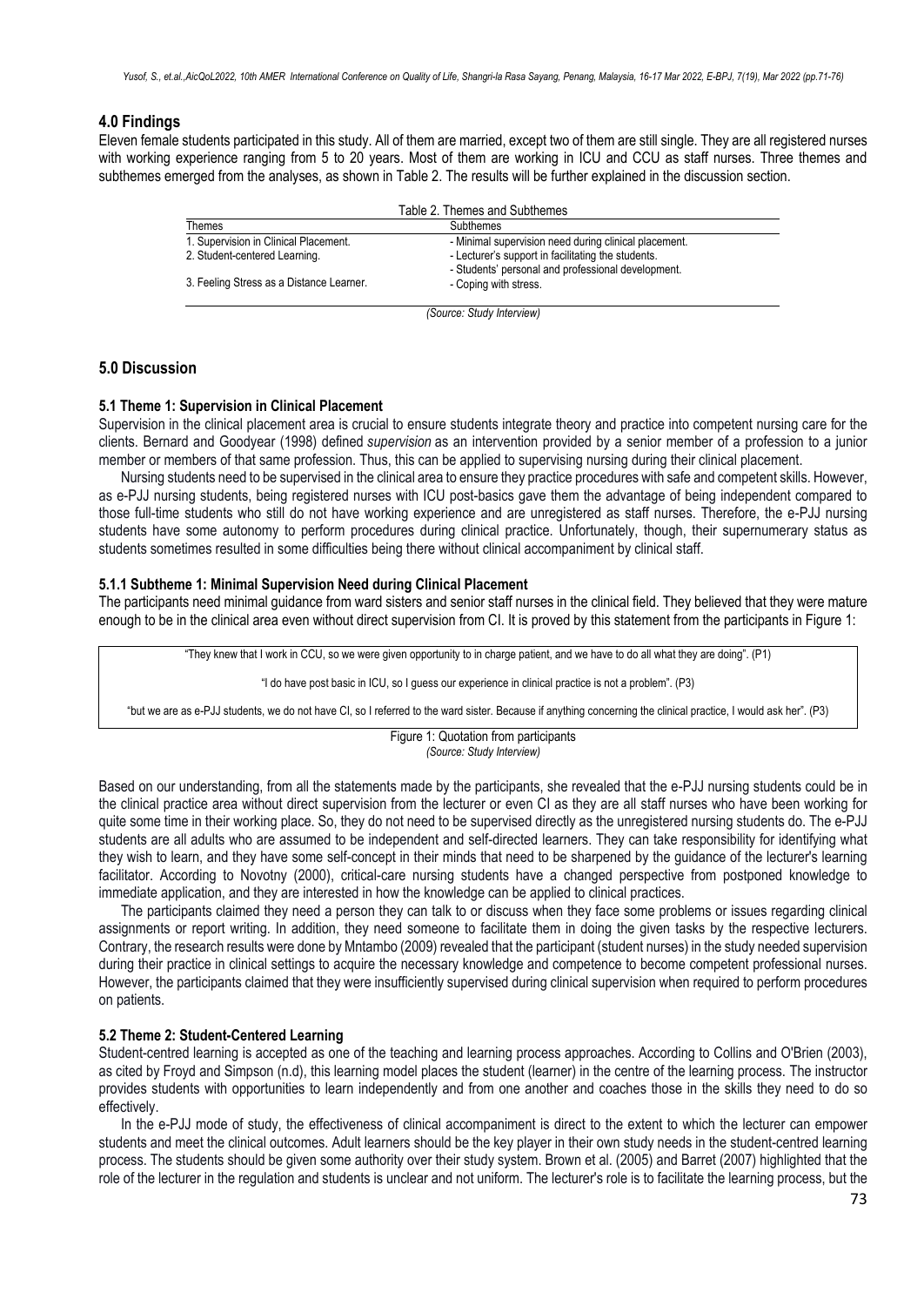## 4.0 Findings

Eleven female students participated in this study. All of them are married, except two of them are still single. They are all registered nurses with working experience ranging from 5 to 20 years. Most of them are working in ICU and CCU as staff nurses. Three themes and subthemes emerged from the analyses, as shown in Table 2. The results will be further explained in the discussion section.

Table 2. Themes and Subthemes

| Themes | Subthemes |
|---|---|
| 1. Supervision in Clinical Placement. | - Minimal supervision need during clinical placement. |
| 2. Student-centered Learning. | - Lecturer's support in facilitating the students.<br>- Students' personal and professional development. |
| 3. Feeling Stress as a Distance Learner. | - Coping with stress. |

*(Source: Study Interview)*

## 5.0 Discussion

### 5.1 Theme 1: Supervision in Clinical Placement

Supervision in the clinical placement area is crucial to ensure students integrate theory and practice into competent nursing care for the clients. Bernard and Goodyear (1998) defined *supervision* as an intervention provided by a senior member of a profession to a junior member or members of that same profession. Thus, this can be applied to supervising nursing during their clinical placement.

Nursing students need to be supervised in the clinical area to ensure they practice procedures with safe and competent skills. However, as e-PJJ nursing students, being registered nurses with ICU post-basics gave them the advantage of being independent compared to those full-time students who still do not have working experience and are unregistered as staff nurses. Therefore, the e-PJJ nursing students have some autonomy to perform procedures during clinical practice. Unfortunately, though, their supernumerary status as students sometimes resulted in some difficulties being there without clinical accompaniment by clinical staff.

#### 5.1.1 Subtheme 1: Minimal Supervision Need during Clinical Placement

The participants need minimal guidance from ward sisters and senior staff nurses in the clinical field. They believed that they were mature enough to be in the clinical area even without direct supervision from CI. It is proved by this statement from the participants in Figure 1:

> "They knew that I work in CCU, so we were given opportunity to in charge patient, and we have to do all what they are doing". (P1)
>
> "I do have post basic in ICU, so I guess our experience in clinical practice is not a problem". (P3)
>
> "but we are as e-PJJ students, we do not have CI, so I referred to the ward sister. Because if anything concerning the clinical practice, I would ask her". (P3)

Figure 1: Quotation from participants
*(Source: Study Interview)*

Based on our understanding, from all the statements made by the participants, she revealed that the e-PJJ nursing students could be in the clinical practice area without direct supervision from the lecturer or even CI as they are all staff nurses who have been working for quite some time in their working place. So, they do not need to be supervised directly as the unregistered nursing students do. The e-PJJ students are all adults who are assumed to be independent and self-directed learners. They can take responsibility for identifying what they wish to learn, and they have some self-concept in their minds that need to be sharpened by the guidance of the lecturer's learning facilitator. According to Novotny (2000), critical-care nursing students have a changed perspective from postponed knowledge to immediate application, and they are interested in how the knowledge can be applied to clinical practices.

The participants claimed they need a person they can talk to or discuss when they face some problems or issues regarding clinical assignments or report writing. In addition, they need someone to facilitate them in doing the given tasks by the respective lecturers. Contrary, the research results were done by Mntambo (2009) revealed that the participant (student nurses) in the study needed supervision during their practice in clinical settings to acquire the necessary knowledge and competence to become competent professional nurses. However, the participants claimed that they were insufficiently supervised during clinical supervision when required to perform procedures on patients.

### 5.2 Theme 2: Student-Centered Learning

Student-centred learning is accepted as one of the teaching and learning process approaches. According to Collins and O'Brien (2003), as cited by Froyd and Simpson (n.d), this learning model places the student (learner) in the centre of the learning process. The instructor provides students with opportunities to learn independently and from one another and coaches those in the skills they need to do so effectively.

In the e-PJJ mode of study, the effectiveness of clinical accompaniment is direct to the extent to which the lecturer can empower students and meet the clinical outcomes. Adult learners should be the key player in their own study needs in the student-centred learning process. The students should be given some authority over their study system. Brown et al. (2005) and Barret (2007) highlighted that the role of the lecturer in the regulation and students is unclear and not uniform. The lecturer's role is to facilitate the learning process, but the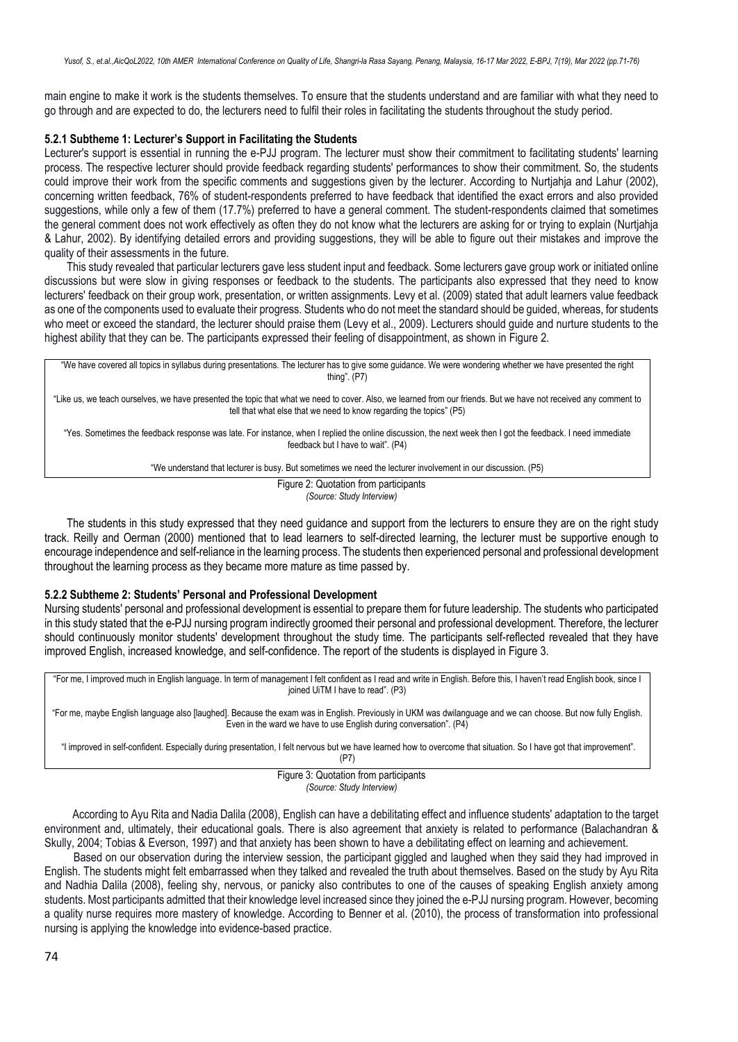main engine to make it work is the students themselves. To ensure that the students understand and are familiar with what they need to go through and are expected to do, the lecturers need to fulfil their roles in facilitating the students throughout the study period.

### 5.2.1 Subtheme 1: Lecturer's Support in Facilitating the Students

Lecturer's support is essential in running the e-PJJ program. The lecturer must show their commitment to facilitating students' learning process. The respective lecturer should provide feedback regarding students' performances to show their commitment. So, the students could improve their work from the specific comments and suggestions given by the lecturer. According to Nurtjahja and Lahur (2002), concerning written feedback, 76% of student-respondents preferred to have feedback that identified the exact errors and also provided suggestions, while only a few of them (17.7%) preferred to have a general comment. The student-respondents claimed that sometimes the general comment does not work effectively as often they do not know what the lecturers are asking for or trying to explain (Nurtjahja & Lahur, 2002). By identifying detailed errors and providing suggestions, they will be able to figure out their mistakes and improve the quality of their assessments in the future.

This study revealed that particular lecturers gave less student input and feedback. Some lecturers gave group work or initiated online discussions but were slow in giving responses or feedback to the students. The participants also expressed that they need to know lecturers' feedback on their group work, presentation, or written assignments. Levy et al. (2009) stated that adult learners value feedback as one of the components used to evaluate their progress. Students who do not meet the standard should be guided, whereas, for students who meet or exceed the standard, the lecturer should praise them (Levy et al., 2009). Lecturers should guide and nurture students to the highest ability that they can be. The participants expressed their feeling of disappointment, as shown in Figure 2.

| |
|---|
| "We have covered all topics in syllabus during presentations. The lecturer has to give some guidance. We were wondering whether we have presented the right thing". (P7) |
| "Like us, we teach ourselves, we have presented the topic that what we need to cover. Also, we learned from our friends. But we have not received any comment to tell that what else that we need to know regarding the topics" (P5) |
| "Yes. Sometimes the feedback response was late. For instance, when I replied the online discussion, the next week then I got the feedback. I need immediate feedback but I have to wait". (P4) |
| "We understand that lecturer is busy. But sometimes we need the lecturer involvement in our discussion. (P5) |

Figure 2: Quotation from participants
*(Source: Study Interview)*

The students in this study expressed that they need guidance and support from the lecturers to ensure they are on the right study track. Reilly and Oerman (2000) mentioned that to lead learners to self-directed learning, the lecturer must be supportive enough to encourage independence and self-reliance in the learning process. The students then experienced personal and professional development throughout the learning process as they became more mature as time passed by.

### 5.2.2 Subtheme 2: Students' Personal and Professional Development

Nursing students' personal and professional development is essential to prepare them for future leadership. The students who participated in this study stated that the e-PJJ nursing program indirectly groomed their personal and professional development. Therefore, the lecturer should continuously monitor students' development throughout the study time. The participants self-reflected revealed that they have improved English, increased knowledge, and self-confidence. The report of the students is displayed in Figure 3.

| |
|---|
| "For me, I improved much in English language. In term of management I felt confident as I read and write in English. Before this, I haven't read English book, since I joined UiTM I have to read". (P3) |
| "For me, maybe English language also [laughed]. Because the exam was in English. Previously in UKM was dwilanguage and we can choose. But now fully English. Even in the ward we have to use English during conversation". (P4) |
| "I improved in self-confident. Especially during presentation, I felt nervous but we have learned how to overcome that situation. So I have got that improvement". (P7) |

Figure 3: Quotation from participants
*(Source: Study Interview)*

According to Ayu Rita and Nadia Dalila (2008), English can have a debilitating effect and influence students' adaptation to the target environment and, ultimately, their educational goals. There is also agreement that anxiety is related to performance (Balachandran & Skully, 2004; Tobias & Everson, 1997) and that anxiety has been shown to have a debilitating effect on learning and achievement.

Based on our observation during the interview session, the participant giggled and laughed when they said they had improved in English. The students might felt embarrassed when they talked and revealed the truth about themselves. Based on the study by Ayu Rita and Nadhia Dalila (2008), feeling shy, nervous, or panicky also contributes to one of the causes of speaking English anxiety among students. Most participants admitted that their knowledge level increased since they joined the e-PJJ nursing program. However, becoming a quality nurse requires more mastery of knowledge. According to Benner et al. (2010), the process of transformation into professional nursing is applying the knowledge into evidence-based practice.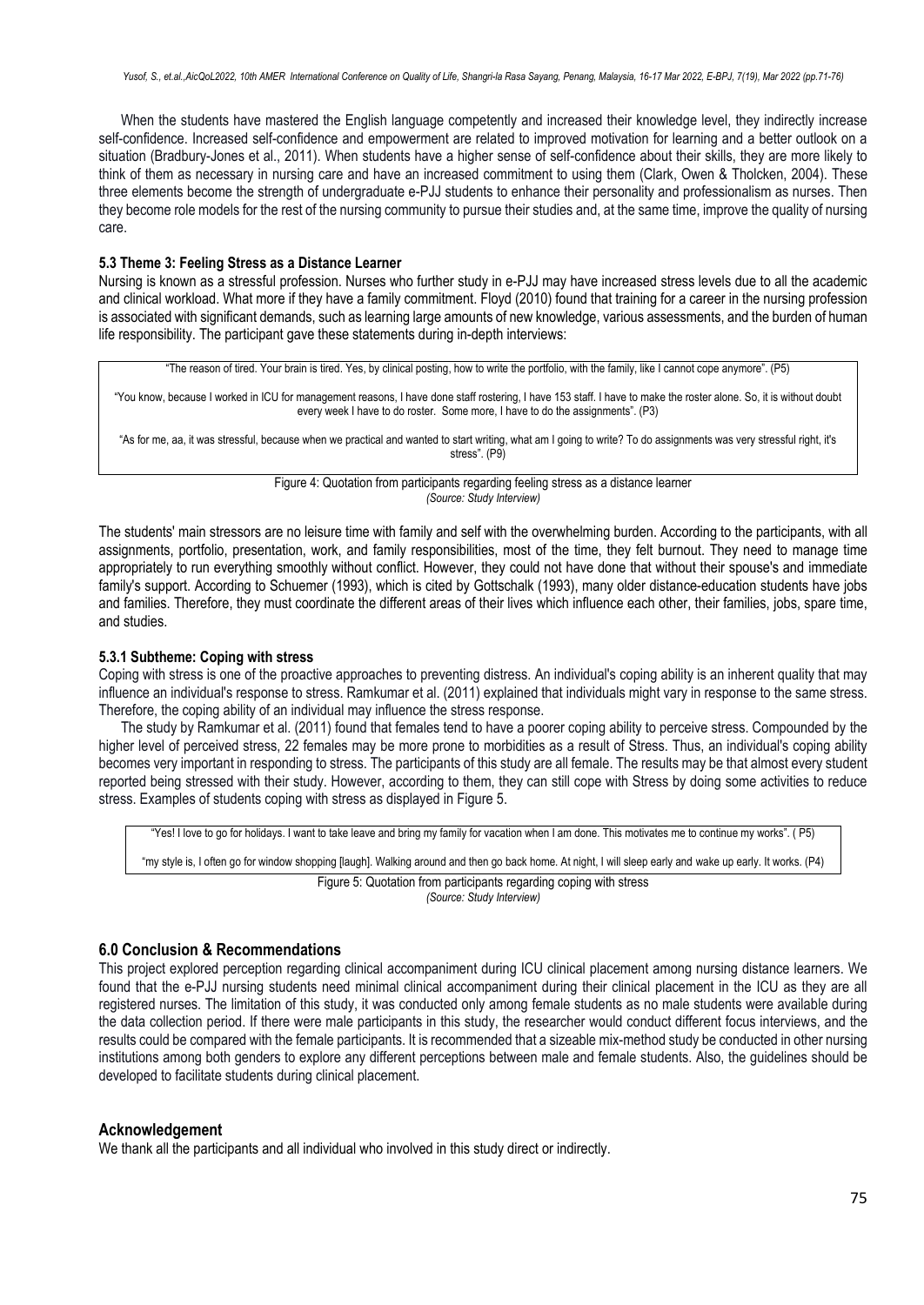When the students have mastered the English language competently and increased their knowledge level, they indirectly increase self-confidence. Increased self-confidence and empowerment are related to improved motivation for learning and a better outlook on a situation (Bradbury-Jones et al., 2011). When students have a higher sense of self-confidence about their skills, they are more likely to think of them as necessary in nursing care and have an increased commitment to using them (Clark, Owen & Tholcken, 2004). These three elements become the strength of undergraduate e-PJJ students to enhance their personality and professionalism as nurses. Then they become role models for the rest of the nursing community to pursue their studies and, at the same time, improve the quality of nursing care.

### 5.3 Theme 3: Feeling Stress as a Distance Learner

Nursing is known as a stressful profession. Nurses who further study in e-PJJ may have increased stress levels due to all the academic and clinical workload. What more if they have a family commitment. Floyd (2010) found that training for a career in the nursing profession is associated with significant demands, such as learning large amounts of new knowledge, various assessments, and the burden of human life responsibility. The participant gave these statements during in-depth interviews:

"The reason of tired. Your brain is tired. Yes, by clinical posting, how to write the portfolio, with the family, like I cannot cope anymore". (P5)

"You know, because I worked in ICU for management reasons, I have done staff rostering, I have 153 staff. I have to make the roster alone. So, it is without doubt every week I have to do roster. Some more, I have to do the assignments". (P3)

"As for me, aa, it was stressful, because when we practical and wanted to start writing, what am I going to write? To do assignments was very stressful right, it's stress". (P9)

Figure 4: Quotation from participants regarding feeling stress as a distance learner
*(Source: Study Interview)*

The students' main stressors are no leisure time with family and self with the overwhelming burden. According to the participants, with all assignments, portfolio, presentation, work, and family responsibilities, most of the time, they felt burnout. They need to manage time appropriately to run everything smoothly without conflict. However, they could not have done that without their spouse's and immediate family's support. According to Schuemer (1993), which is cited by Gottschalk (1993), many older distance-education students have jobs and families. Therefore, they must coordinate the different areas of their lives which influence each other, their families, jobs, spare time, and studies.

#### 5.3.1 Subtheme: Coping with stress

Coping with stress is one of the proactive approaches to preventing distress. An individual's coping ability is an inherent quality that may influence an individual's response to stress. Ramkumar et al. (2011) explained that individuals might vary in response to the same stress. Therefore, the coping ability of an individual may influence the stress response.

The study by Ramkumar et al. (2011) found that females tend to have a poorer coping ability to perceive stress. Compounded by the higher level of perceived stress, 22 females may be more prone to morbidities as a result of Stress. Thus, an individual's coping ability becomes very important in responding to stress. The participants of this study are all female. The results may be that almost every student reported being stressed with their study. However, according to them, they can still cope with Stress by doing some activities to reduce stress. Examples of students coping with stress as displayed in Figure 5.

"Yes! I love to go for holidays. I want to take leave and bring my family for vacation when I am done. This motivates me to continue my works". ( P5)

"my style is, I often go for window shopping [laugh]. Walking around and then go back home. At night, I will sleep early and wake up early. It works. (P4)

Figure 5: Quotation from participants regarding coping with stress
*(Source: Study Interview)*

## 6.0 Conclusion & Recommendations

This project explored perception regarding clinical accompaniment during ICU clinical placement among nursing distance learners. We found that the e-PJJ nursing students need minimal clinical accompaniment during their clinical placement in the ICU as they are all registered nurses. The limitation of this study, it was conducted only among female students as no male students were available during the data collection period. If there were male participants in this study, the researcher would conduct different focus interviews, and the results could be compared with the female participants. It is recommended that a sizeable mix-method study be conducted in other nursing institutions among both genders to explore any different perceptions between male and female students. Also, the guidelines should be developed to facilitate students during clinical placement.

## Acknowledgement

We thank all the participants and all individual who involved in this study direct or indirectly.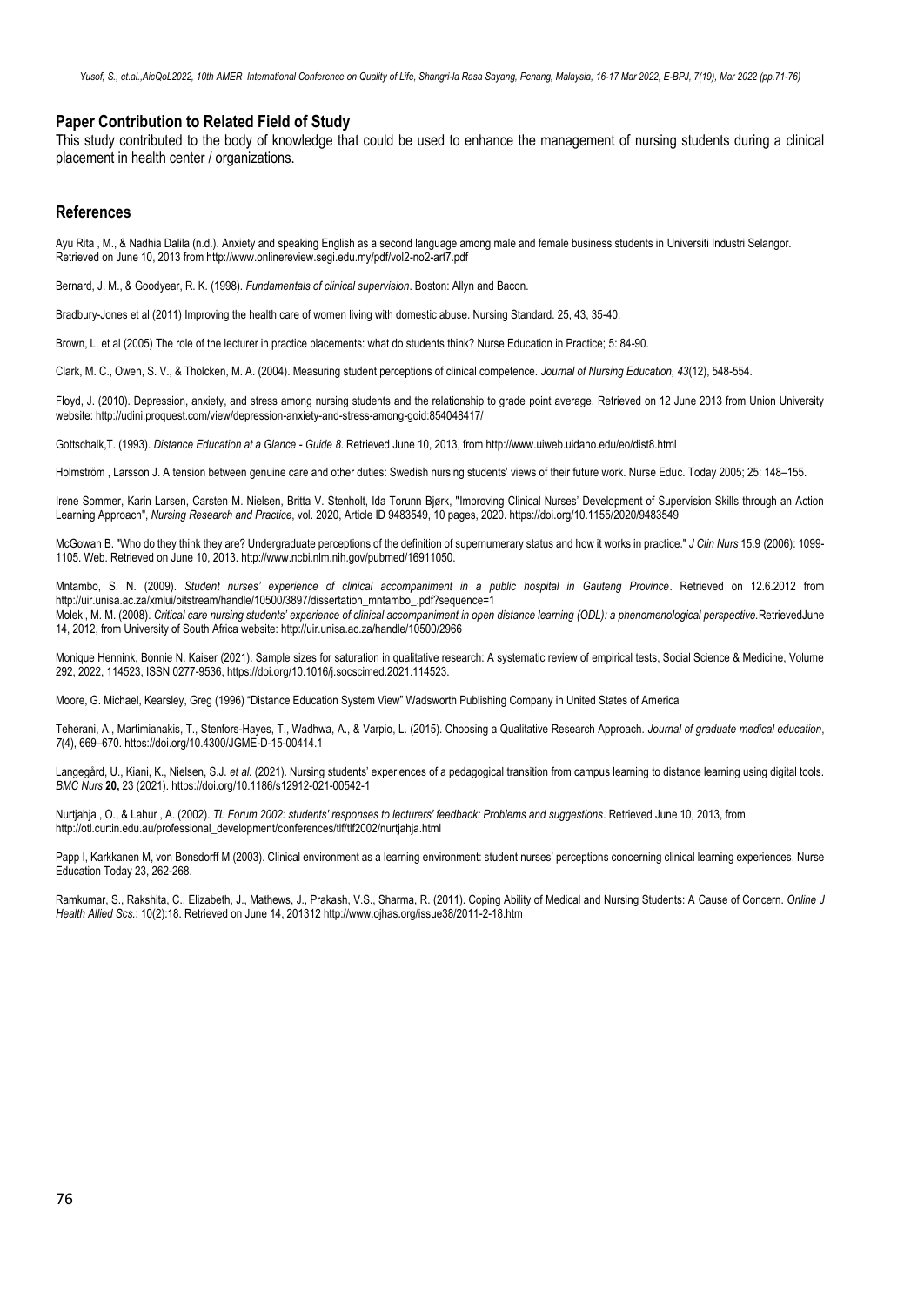## Paper Contribution to Related Field of Study

This study contributed to the body of knowledge that could be used to enhance the management of nursing students during a clinical placement in health center / organizations.

## References

Ayu Rita , M., & Nadhia Dalila (n.d.). Anxiety and speaking English as a second language among male and female business students in Universiti Industri Selangor. Retrieved on June 10, 2013 from http://www.onlinereview.segi.edu.my/pdf/vol2-no2-art7.pdf

Bernard, J. M., & Goodyear, R. K. (1998). *Fundamentals of clinical supervision*. Boston: Allyn and Bacon.

Bradbury-Jones et al (2011) Improving the health care of women living with domestic abuse. Nursing Standard. 25, 43, 35-40.

Brown, L. et al (2005) The role of the lecturer in practice placements: what do students think? Nurse Education in Practice; 5: 84-90.

Clark, M. C., Owen, S. V., & Tholcken, M. A. (2004). Measuring student perceptions of clinical competence. *Journal of Nursing Education*, *43*(12), 548-554.

Floyd, J. (2010). Depression, anxiety, and stress among nursing students and the relationship to grade point average. Retrieved on 12 June 2013 from Union University website: http://udini.proquest.com/view/depression-anxiety-and-stress-among-goid:854048417/

Gottschalk,T. (1993). *Distance Education at a Glance - Guide 8*. Retrieved June 10, 2013, from http://www.uiweb.uidaho.edu/eo/dist8.html

Holmström , Larsson J. A tension between genuine care and other duties: Swedish nursing students' views of their future work. Nurse Educ. Today 2005; 25: 148–155.

Irene Sommer, Karin Larsen, Carsten M. Nielsen, Britta V. Stenholt, Ida Torunn Bjørk, "Improving Clinical Nurses' Development of Supervision Skills through an Action Learning Approach", *Nursing Research and Practice*, vol. 2020, Article ID 9483549, 10 pages, 2020. https://doi.org/10.1155/2020/9483549

McGowan B. "Who do they think they are? Undergraduate perceptions of the definition of supernumerary status and how it works in practice." *J Clin Nurs* 15.9 (2006): 1099-1105. Web. Retrieved on June 10, 2013. http://www.ncbi.nlm.nih.gov/pubmed/16911050.

Mntambo, S. N. (2009). *Student nurses' experience of clinical accompaniment in a public hospital in Gauteng Province*. Retrieved on 12.6.2012 from http://uir.unisa.ac.za/xmlui/bitstream/handle/10500/3897/dissertation_mntambo_.pdf?sequence=1

Moleki, M. M. (2008). *Critical care nursing students' experience of clinical accompaniment in open distance learning (ODL): a phenomenological perspective.* RetrievedJune 14, 2012, from University of South Africa website: http://uir.unisa.ac.za/handle/10500/2966

Monique Hennink, Bonnie N. Kaiser (2021). Sample sizes for saturation in qualitative research: A systematic review of empirical tests, Social Science & Medicine, Volume 292, 2022, 114523, ISSN 0277-9536, https://doi.org/10.1016/j.socscimed.2021.114523.

Moore, G. Michael, Kearsley, Greg (1996) "Distance Education System View" Wadsworth Publishing Company in United States of America

Teherani, A., Martimianakis, T., Stenfors-Hayes, T., Wadhwa, A., & Varpio, L. (2015). Choosing a Qualitative Research Approach. *Journal of graduate medical education*, *7*(4), 669–670. https://doi.org/10.4300/JGME-D-15-00414.1

Langegård, U., Kiani, K., Nielsen, S.J. *et al.* (2021). Nursing students' experiences of a pedagogical transition from campus learning to distance learning using digital tools. *BMC Nurs* **20,** 23 (2021). https://doi.org/10.1186/s12912-021-00542-1

Nurtjahja , O., & Lahur , A. (2002). *TL Forum 2002: students' responses to lecturers' feedback: Problems and suggestions*. Retrieved June 10, 2013, from http://otl.curtin.edu.au/professional_development/conferences/tlf/tlf2002/nurtjahja.html

Papp I, Karkkanen M, von Bonsdorff M (2003). Clinical environment as a learning environment: student nurses' perceptions concerning clinical learning experiences. Nurse Education Today 23, 262-268.

Ramkumar, S., Rakshita, C., Elizabeth, J., Mathews, J., Prakash, V.S., Sharma, R. (2011). Coping Ability of Medical and Nursing Students: A Cause of Concern. *Online J Health Allied Scs.*; 10(2):18. Retrieved on June 14, 201312 http://www.ojhas.org/issue38/2011-2-18.htm